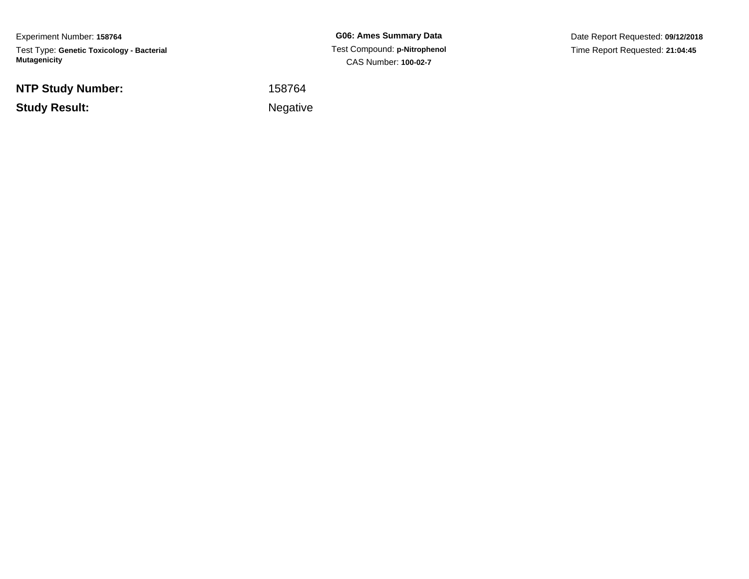Experiment Number: **158764**

Test Type: **Genetic Toxicology - Bacterial Mutagenicity**

**G06: Ames Summary Data**

Test Compound: **p-Nitrophenol**

CAS Number: **100-02-7**

Date Report Requested: **09/12/2018**

Time Report Requested: **21:04:45**

**NTP Study Number:** 158764

**Study Result:** Negative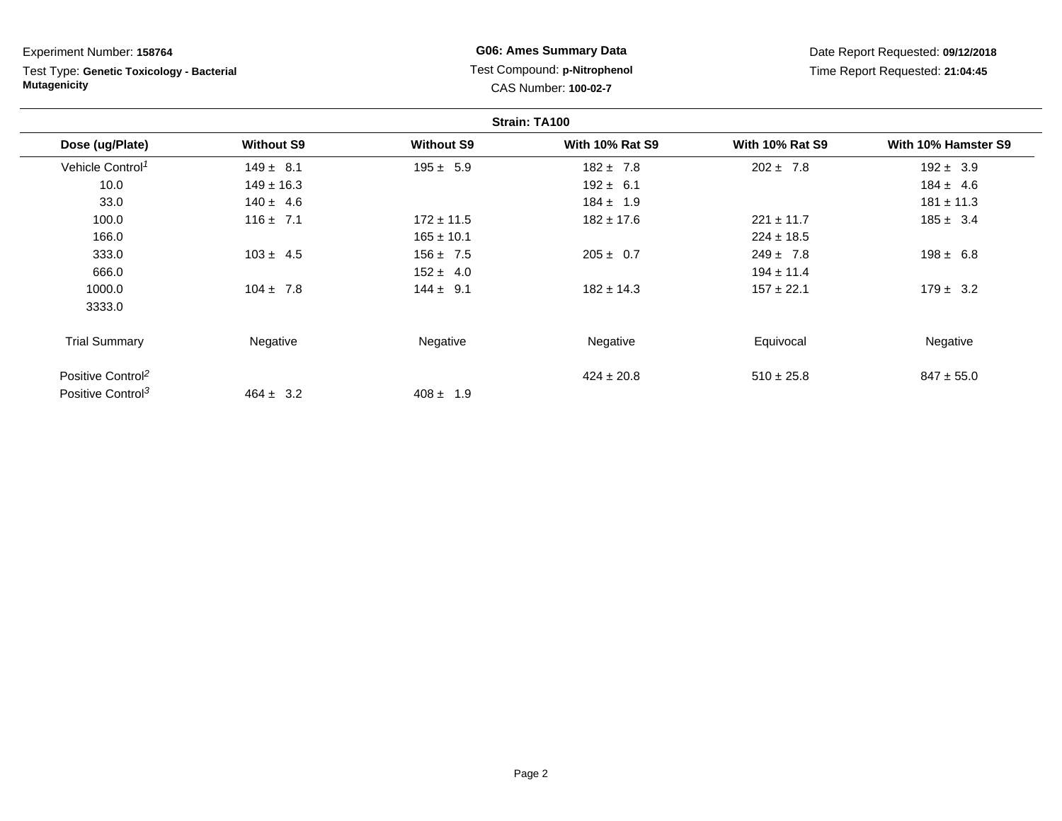Experiment Number: **158764**

Test Type: **Genetic Toxicology - Bacterial Mutagenicity**

**G06: Ames Summary Data**

Test Compound: **p-Nitrophenol**

CAS Number: **100-02-7**

Date Report Requested: **09/12/2018**

Time Report Requested: **21:04:45**

**Strain: TA100**

| Dose (ug/Plate) | Without S9 | Without S9 | With 10% Rat S9 | With 10% Rat S9 | With 10% Hamster S9 |
|---|---|---|---|---|---|
| Vehicle Control[1] | 149 ± 8.1 | 195 ± 5.9 | 182 ± 7.8 | 202 ± 7.8 | 192 ± 3.9 |
| 10.0 | 149 ± 16.3 | | 192 ± 6.1 | | 184 ± 4.6 |
| 33.0 | 140 ± 4.6 | | 184 ± 1.9 | | 181 ± 11.3 |
| 100.0 | 116 ± 7.1 | 172 ± 11.5 | 182 ± 17.6 | 221 ± 11.7 | 185 ± 3.4 |
| 166.0 | | 165 ± 10.1 | | 224 ± 18.5 | |
| 333.0 | 103 ± 4.5 | 156 ± 7.5 | 205 ± 0.7 | 249 ± 7.8 | 198 ± 6.8 |
| 666.0 | | 152 ± 4.0 | | 194 ± 11.4 | |
| 1000.0 | 104 ± 7.8 | 144 ± 9.1 | 182 ± 14.3 | 157 ± 22.1 | 179 ± 3.2 |
| 3333.0 | | | | | |
| Trial Summary | Negative | Negative | Negative | Equivocal | Negative |
| Positive Control[2] | | | 424 ± 20.8 | 510 ± 25.8 | 847 ± 55.0 |
| Positive Control[3] | 464 ± 3.2 | 408 ± 1.9 | | | |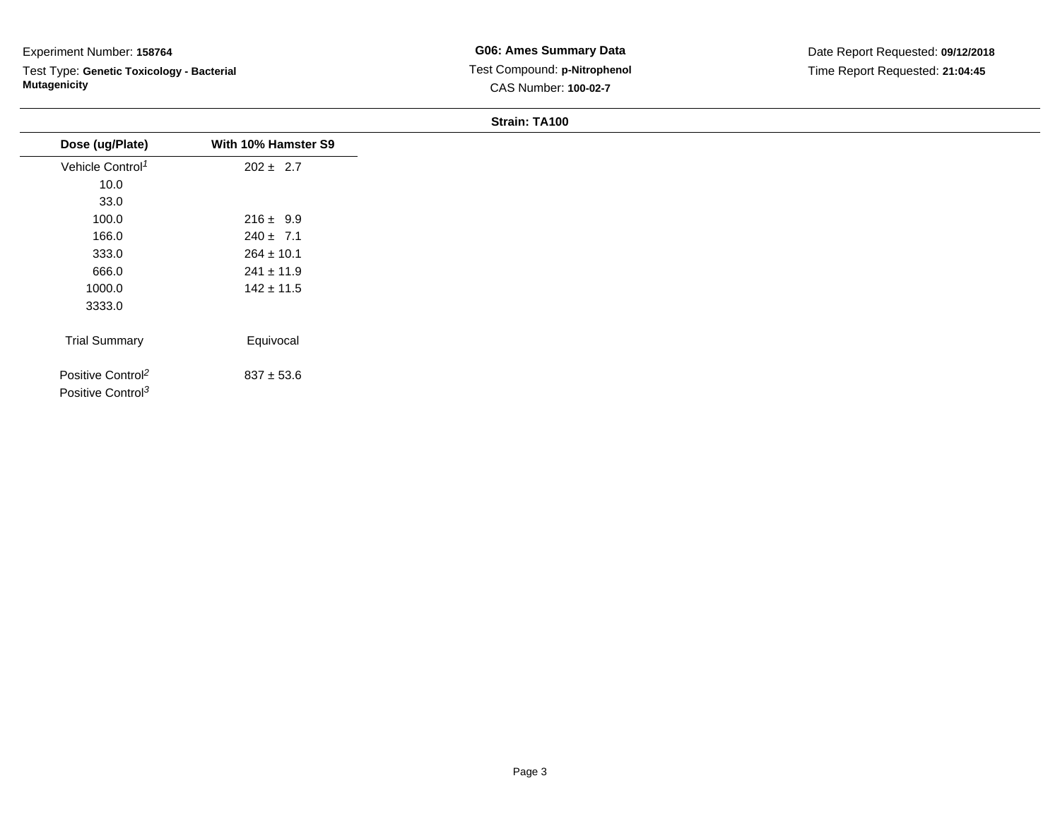Experiment Number: **158764**

Test Type: **Genetic Toxicology - Bacterial Mutagenicity**

**G06: Ames Summary Data**

Test Compound: **p-Nitrophenol**

CAS Number: **100-02-7**

Date Report Requested: **09/12/2018**

Time Report Requested: **21:04:45**

**Strain: TA100**

| Dose (ug/Plate) | With 10% Hamster S9 |
|---|---|
| Vehicle Control[1] | 202 ± 2.7 |
| 10.0 | |
| 33.0 | |
| 100.0 | 216 ± 9.9 |
| 166.0 | 240 ± 7.1 |
| 333.0 | 264 ± 10.1 |
| 666.0 | 241 ± 11.9 |
| 1000.0 | 142 ± 11.5 |
| 3333.0 | |
| Trial Summary | Equivocal |
| Positive Control[2] | 837 ± 53.6 |
| Positive Control[3] | |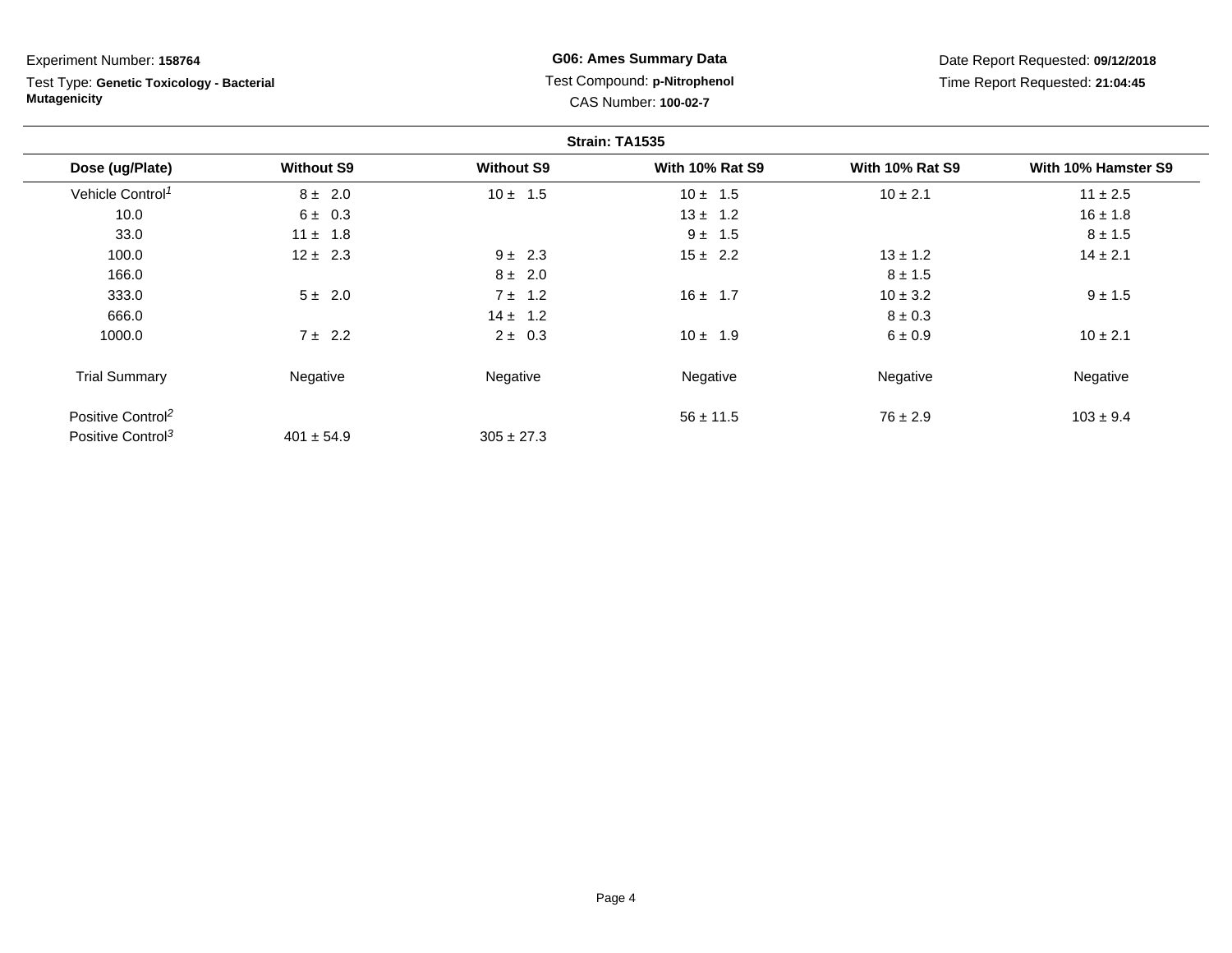Experiment Number: **158764**

Test Type: **Genetic Toxicology - Bacterial Mutagenicity**

**G06: Ames Summary Data**

Test Compound: **p-Nitrophenol**

CAS Number: **100-02-7**

Date Report Requested: **09/12/2018**

Time Report Requested: **21:04:45**

**Strain: TA1535**

| Dose (ug/Plate) | Without S9 | Without S9 | With 10% Rat S9 | With 10% Rat S9 | With 10% Hamster S9 |
|---|---|---|---|---|---|
| Vehicle Control[1] | 8 ± 2.0 | 10 ± 1.5 | 10 ± 1.5 | 10 ± 2.1 | 11 ± 2.5 |
| 10.0 | 6 ± 0.3 | | 13 ± 1.2 | | 16 ± 1.8 |
| 33.0 | 11 ± 1.8 | | 9 ± 1.5 | | 8 ± 1.5 |
| 100.0 | 12 ± 2.3 | 9 ± 2.3 | 15 ± 2.2 | 13 ± 1.2 | 14 ± 2.1 |
| 166.0 | | 8 ± 2.0 | | 8 ± 1.5 | |
| 333.0 | 5 ± 2.0 | 7 ± 1.2 | 16 ± 1.7 | 10 ± 3.2 | 9 ± 1.5 |
| 666.0 | | 14 ± 1.2 | | 8 ± 0.3 | |
| 1000.0 | 7 ± 2.2 | 2 ± 0.3 | 10 ± 1.9 | 6 ± 0.9 | 10 ± 2.1 |
| Trial Summary | Negative | Negative | Negative | Negative | Negative |
| Positive Control[2] | | | 56 ± 11.5 | 76 ± 2.9 | 103 ± 9.4 |
| Positive Control[3] | 401 ± 54.9 | 305 ± 27.3 | | | |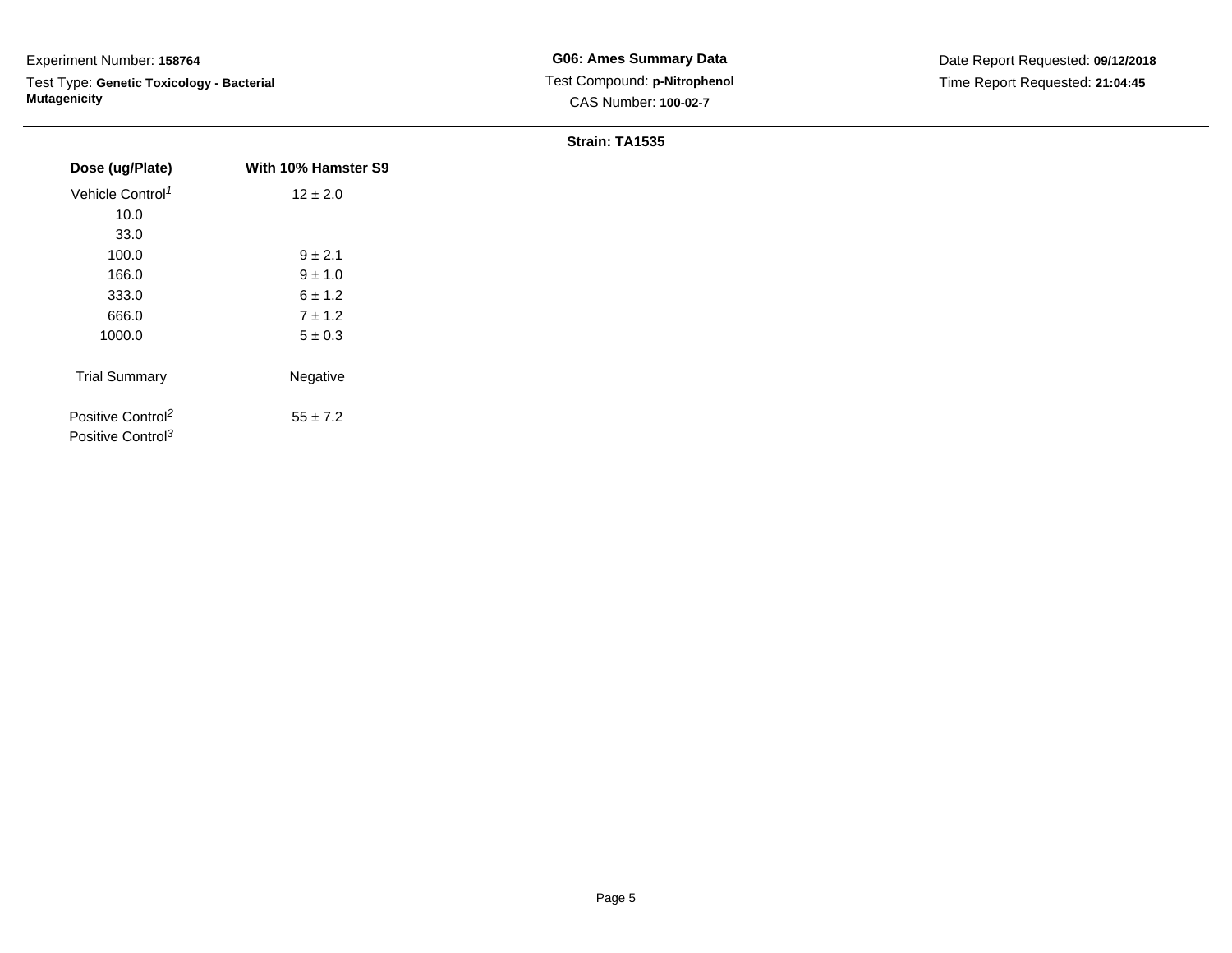Experiment Number: **158764**

Test Type: **Genetic Toxicology - Bacterial Mutagenicity**

**G06: Ames Summary Data**

Test Compound: **p-Nitrophenol**

CAS Number: **100-02-7**

Date Report Requested: **09/12/2018**

Time Report Requested: **21:04:45**

**Strain: TA1535**

| Dose (ug/Plate) | With 10% Hamster S9 |
|---|---|
| Vehicle Control[1] | 12 ± 2.0 |
| 10.0 | |
| 33.0 | |
| 100.0 | 9 ± 2.1 |
| 166.0 | 9 ± 1.0 |
| 333.0 | 6 ± 1.2 |
| 666.0 | 7 ± 1.2 |
| 1000.0 | 5 ± 0.3 |
| Trial Summary | Negative |
| Positive Control[2] | 55 ± 7.2 |
| Positive Control[3] | |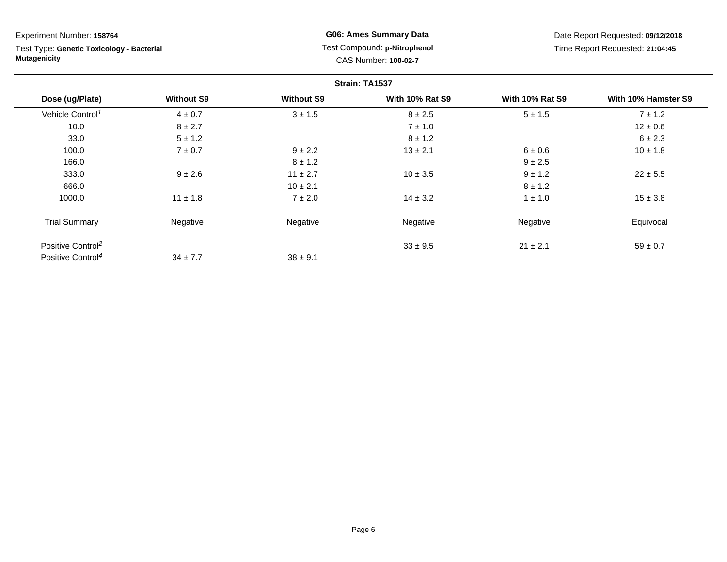Experiment Number: **158764**

Test Type: **Genetic Toxicology - Bacterial Mutagenicity**

**G06: Ames Summary Data**

Test Compound: **p-Nitrophenol**

CAS Number: **100-02-7**

Date Report Requested: **09/12/2018**

Time Report Requested: **21:04:45**

**Strain: TA1537**

| Dose (ug/Plate) | Without S9 | Without S9 | With 10% Rat S9 | With 10% Rat S9 | With 10% Hamster S9 |
|---|---|---|---|---|---|
| Vehicle Control[1] | 4 ± 0.7 | 3 ± 1.5 | 8 ± 2.5 | 5 ± 1.5 | 7 ± 1.2 |
| 10.0 | 8 ± 2.7 | | 7 ± 1.0 | | 12 ± 0.6 |
| 33.0 | 5 ± 1.2 | | 8 ± 1.2 | | 6 ± 2.3 |
| 100.0 | 7 ± 0.7 | 9 ± 2.2 | 13 ± 2.1 | 6 ± 0.6 | 10 ± 1.8 |
| 166.0 | | 8 ± 1.2 | | 9 ± 2.5 | |
| 333.0 | 9 ± 2.6 | 11 ± 2.7 | 10 ± 3.5 | 9 ± 1.2 | 22 ± 5.5 |
| 666.0 | | 10 ± 2.1 | | 8 ± 1.2 | |
| 1000.0 | 11 ± 1.8 | 7 ± 2.0 | 14 ± 3.2 | 1 ± 1.0 | 15 ± 3.8 |
| Trial Summary | Negative | Negative | Negative | Negative | Equivocal |
| Positive Control[2] | | | 33 ± 9.5 | 21 ± 2.1 | 59 ± 0.7 |
| Positive Control[4] | 34 ± 7.7 | 38 ± 9.1 | | | |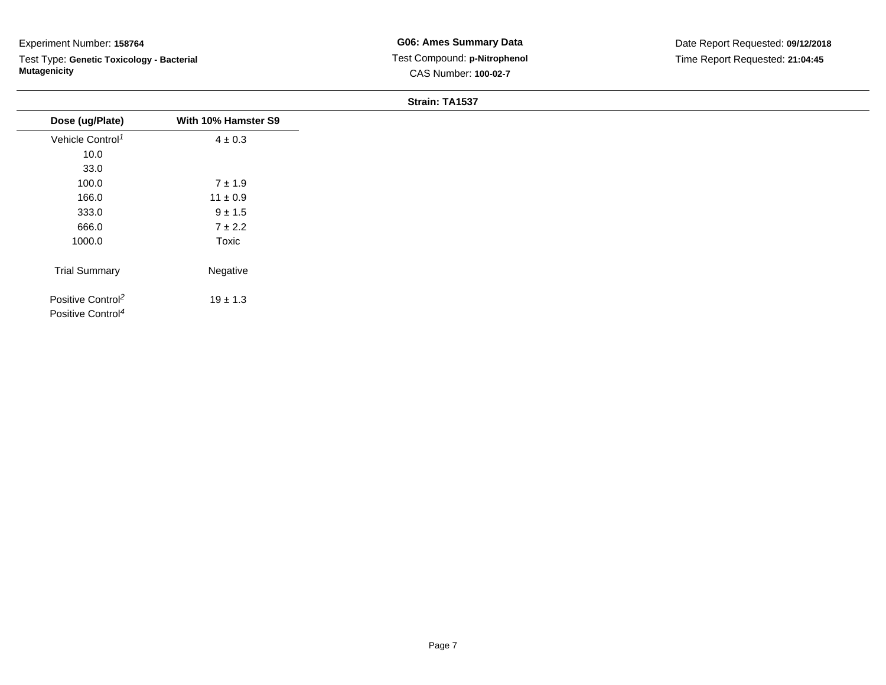Experiment Number: **158764**

Test Type: **Genetic Toxicology - Bacterial Mutagenicity**

**G06: Ames Summary Data**

Test Compound: **p-Nitrophenol**

CAS Number: **100-02-7**

Date Report Requested: **09/12/2018**

Time Report Requested: **21:04:45**

**Strain: TA1537**

| Dose (ug/Plate) | With 10% Hamster S9 |
|---|---|
| Vehicle Control[1] | 4 ± 0.3 |
| 10.0 | |
| 33.0 | |
| 100.0 | 7 ± 1.9 |
| 166.0 | 11 ± 0.9 |
| 333.0 | 9 ± 1.5 |
| 666.0 | 7 ± 2.2 |
| 1000.0 | Toxic |
| Trial Summary | Negative |
| Positive Control[2] | 19 ± 1.3 |
| Positive Control[4] | |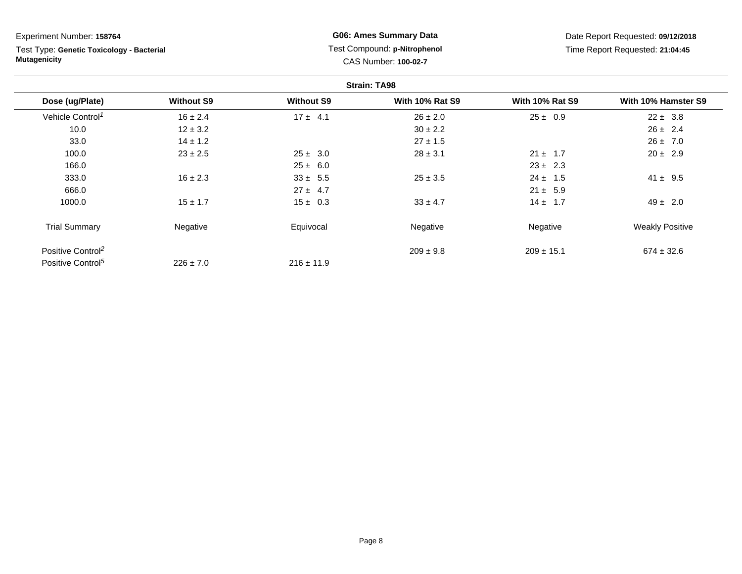Experiment Number: **158764**

Test Type: **Genetic Toxicology - Bacterial Mutagenicity**

**G06: Ames Summary Data**

Test Compound: **p-Nitrophenol**

CAS Number: **100-02-7**

Date Report Requested: **09/12/2018**

Time Report Requested: **21:04:45**

**Strain: TA98**

| Dose (ug/Plate) | Without S9 | Without S9 | With 10% Rat S9 | With 10% Rat S9 | With 10% Hamster S9 |
|---|---|---|---|---|---|
| Vehicle Control[1] | 16 ± 2.4 | 17 ± 4.1 | 26 ± 2.0 | 25 ± 0.9 | 22 ± 3.8 |
| 10.0 | 12 ± 3.2 | | 30 ± 2.2 | | 26 ± 2.4 |
| 33.0 | 14 ± 1.2 | | 27 ± 1.5 | | 26 ± 7.0 |
| 100.0 | 23 ± 2.5 | 25 ± 3.0 | 28 ± 3.1 | 21 ± 1.7 | 20 ± 2.9 |
| 166.0 | | 25 ± 6.0 | | 23 ± 2.3 | |
| 333.0 | 16 ± 2.3 | 33 ± 5.5 | 25 ± 3.5 | 24 ± 1.5 | 41 ± 9.5 |
| 666.0 | | 27 ± 4.7 | | 21 ± 5.9 | |
| 1000.0 | 15 ± 1.7 | 15 ± 0.3 | 33 ± 4.7 | 14 ± 1.7 | 49 ± 2.0 |
| Trial Summary | Negative | Equivocal | Negative | Negative | Weakly Positive |
| Positive Control[2] | | | 209 ± 9.8 | 209 ± 15.1 | 674 ± 32.6 |
| Positive Control[5] | 226 ± 7.0 | 216 ± 11.9 | | | |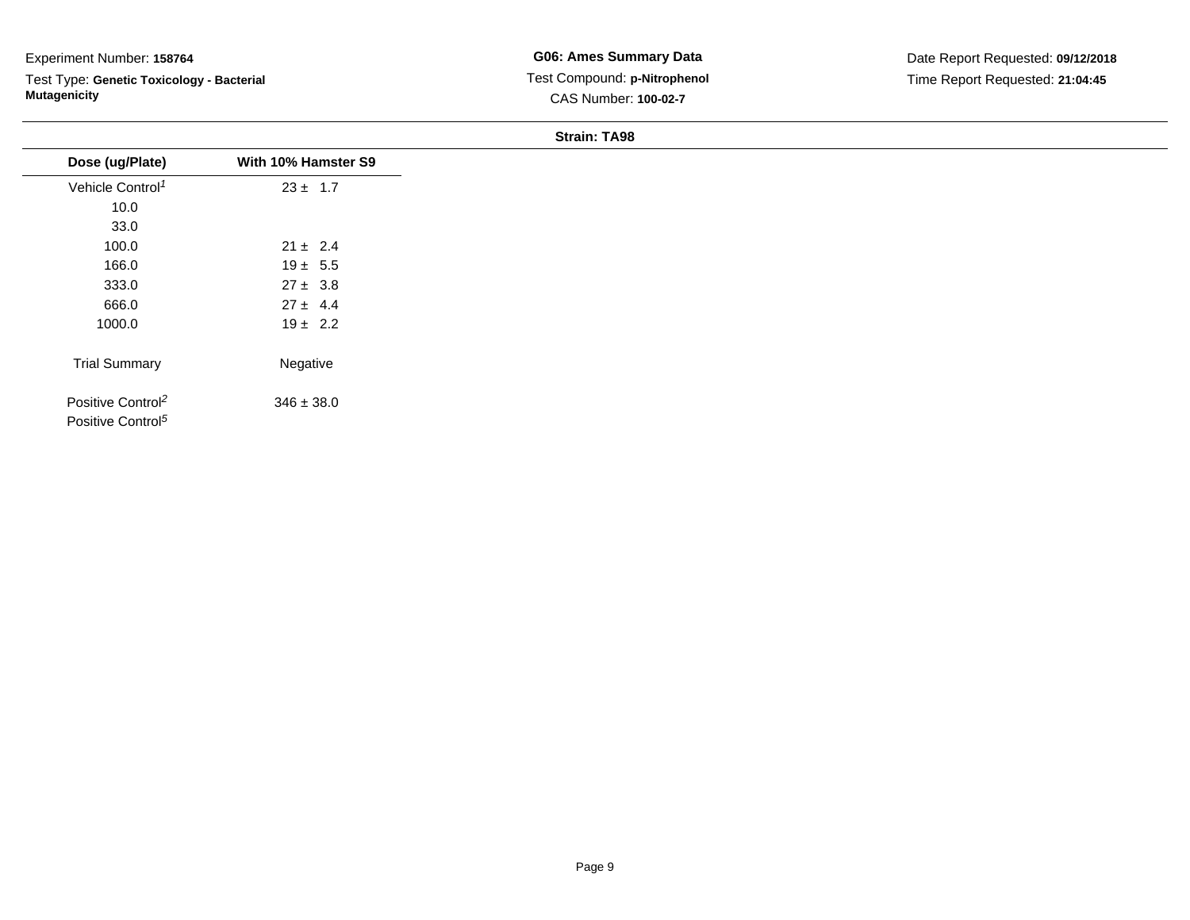Experiment Number: **158764**

Test Type: **Genetic Toxicology - Bacterial Mutagenicity**

**G06: Ames Summary Data**

Test Compound: **p-Nitrophenol**

CAS Number: **100-02-7**

Date Report Requested: **09/12/2018**

Time Report Requested: **21:04:45**

**Strain: TA98**

| Dose (ug/Plate) | With 10% Hamster S9 |
|---|---|
| Vehicle Control[1] | 23 ± 1.7 |
| 10.0 | |
| 33.0 | |
| 100.0 | 21 ± 2.4 |
| 166.0 | 19 ± 5.5 |
| 333.0 | 27 ± 3.8 |
| 666.0 | 27 ± 4.4 |
| 1000.0 | 19 ± 2.2 |
| Trial Summary | Negative |
| Positive Control[2] | 346 ± 38.0 |
| Positive Control[5] | |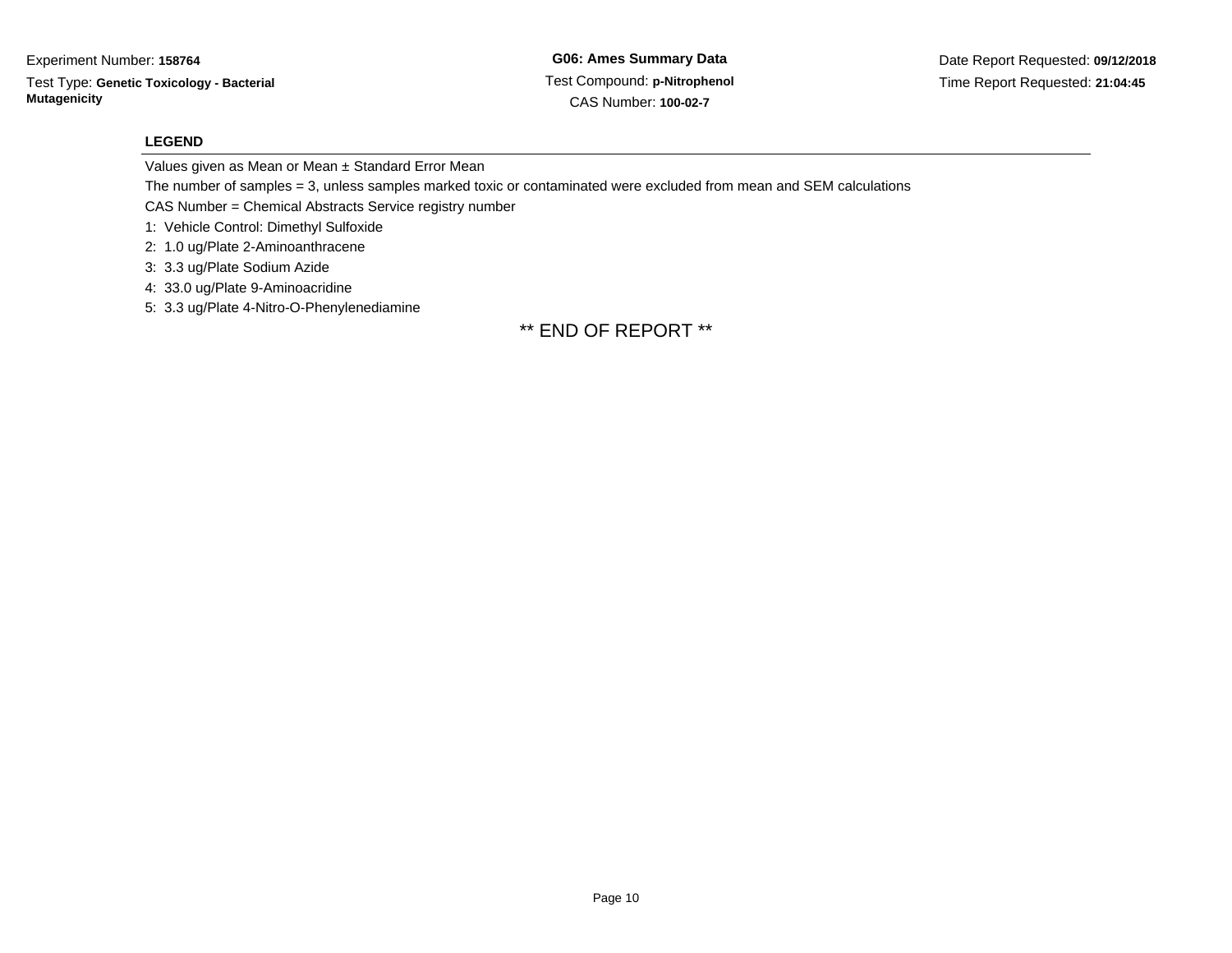**LEGEND**

Values given as Mean or Mean ± Standard Error Mean

The number of samples = 3, unless samples marked toxic or contaminated were excluded from mean and SEM calculations

CAS Number = Chemical Abstracts Service registry number

1: Vehicle Control: Dimethyl Sulfoxide

2: 1.0 ug/Plate 2-Aminoanthracene

3: 3.3 ug/Plate Sodium Azide

4: 33.0 ug/Plate 9-Aminoacridine

5: 3.3 ug/Plate 4-Nitro-O-Phenylenediamine

** END OF REPORT **